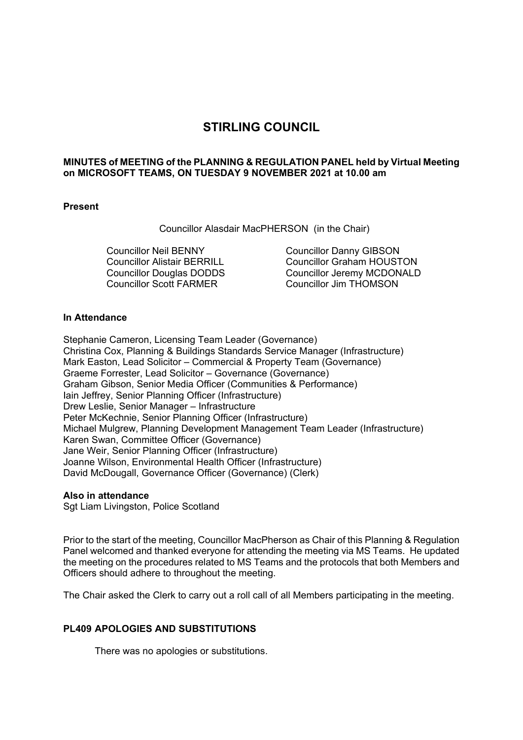# STIRLING COUNCIL

**MINUTES of MEETING of the PLANNING & REGULATION PANEL held by Virtual Meeting on MICROSOFT TEAMS, ON TUESDAY 9 NOVEMBER 2021 at 10.00 am**

**Present**

Councillor Alasdair MacPHERSON (in the Chair)

Councillor Neil BENNY
Councillor Alistair BERRILL
Councillor Douglas DODDS
Councillor Scott FARMER
Councillor Danny GIBSON
Councillor Graham HOUSTON
Councillor Jeremy MCDONALD
Councillor Jim THOMSON

**In Attendance**

Stephanie Cameron, Licensing Team Leader (Governance)
Christina Cox, Planning & Buildings Standards Service Manager (Infrastructure)
Mark Easton, Lead Solicitor – Commercial & Property Team (Governance)
Graeme Forrester, Lead Solicitor – Governance (Governance)
Graham Gibson, Senior Media Officer (Communities & Performance)
Iain Jeffrey, Senior Planning Officer (Infrastructure)
Drew Leslie, Senior Manager – Infrastructure
Peter McKechnie, Senior Planning Officer (Infrastructure)
Michael Mulgrew, Planning Development Management Team Leader (Infrastructure)
Karen Swan, Committee Officer (Governance)
Jane Weir, Senior Planning Officer (Infrastructure)
Joanne Wilson, Environmental Health Officer (Infrastructure)
David McDougall, Governance Officer (Governance) (Clerk)

**Also in attendance**
Sgt Liam Livingston, Police Scotland

Prior to the start of the meeting, Councillor MacPherson as Chair of this Planning & Regulation Panel welcomed and thanked everyone for attending the meeting via MS Teams. He updated the meeting on the procedures related to MS Teams and the protocols that both Members and Officers should adhere to throughout the meeting.

The Chair asked the Clerk to carry out a roll call of all Members participating in the meeting.

### PL409 APOLOGIES AND SUBSTITUTIONS

There was no apologies or substitutions.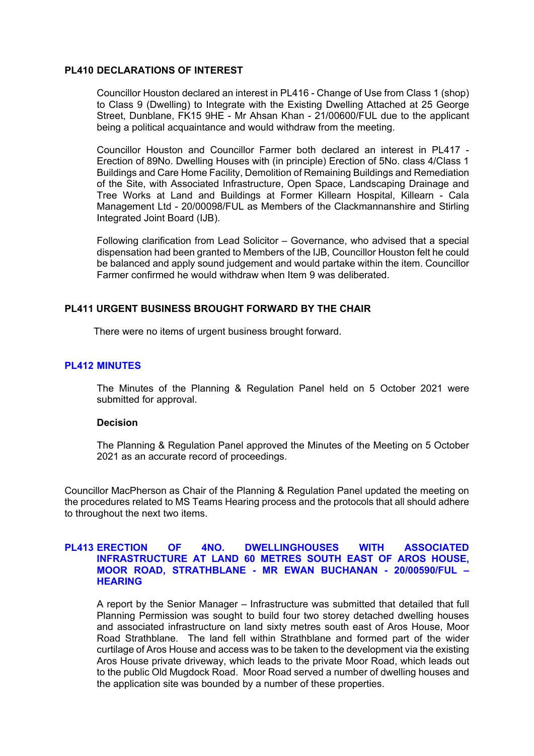## PL410 DECLARATIONS OF INTEREST

Councillor Houston declared an interest in PL416 - Change of Use from Class 1 (shop) to Class 9 (Dwelling) to Integrate with the Existing Dwelling Attached at 25 George Street, Dunblane, FK15 9HE - Mr Ahsan Khan - 21/00600/FUL due to the applicant being a political acquaintance and would withdraw from the meeting.

Councillor Houston and Councillor Farmer both declared an interest in PL417 - Erection of 89No. Dwelling Houses with (in principle) Erection of 5No. class 4/Class 1 Buildings and Care Home Facility, Demolition of Remaining Buildings and Remediation of the Site, with Associated Infrastructure, Open Space, Landscaping Drainage and Tree Works at Land and Buildings at Former Killearn Hospital, Killearn - Cala Management Ltd - 20/00098/FUL as Members of the Clackmannanshire and Stirling Integrated Joint Board (IJB).

Following clarification from Lead Solicitor – Governance, who advised that a special dispensation had been granted to Members of the IJB, Councillor Houston felt he could be balanced and apply sound judgement and would partake within the item. Councillor Farmer confirmed he would withdraw when Item 9 was deliberated.

## PL411 URGENT BUSINESS BROUGHT FORWARD BY THE CHAIR

There were no items of urgent business brought forward.

## PL412 MINUTES

The Minutes of the Planning & Regulation Panel held on 5 October 2021 were submitted for approval.

**Decision**

The Planning & Regulation Panel approved the Minutes of the Meeting on 5 October 2021 as an accurate record of proceedings.

Councillor MacPherson as Chair of the Planning & Regulation Panel updated the meeting on the procedures related to MS Teams Hearing process and the protocols that all should adhere to throughout the next two items.

## PL413 ERECTION OF 4NO. DWELLINGHOUSES WITH ASSOCIATED INFRASTRUCTURE AT LAND 60 METRES SOUTH EAST OF AROS HOUSE, MOOR ROAD, STRATHBLANE - MR EWAN BUCHANAN - 20/00590/FUL – HEARING

A report by the Senior Manager – Infrastructure was submitted that detailed that full Planning Permission was sought to build four two storey detached dwelling houses and associated infrastructure on land sixty metres south east of Aros House, Moor Road Strathblane. The land fell within Strathblane and formed part of the wider curtilage of Aros House and access was to be taken to the development via the existing Aros House private driveway, which leads to the private Moor Road, which leads out to the public Old Mugdock Road. Moor Road served a number of dwelling houses and the application site was bounded by a number of these properties.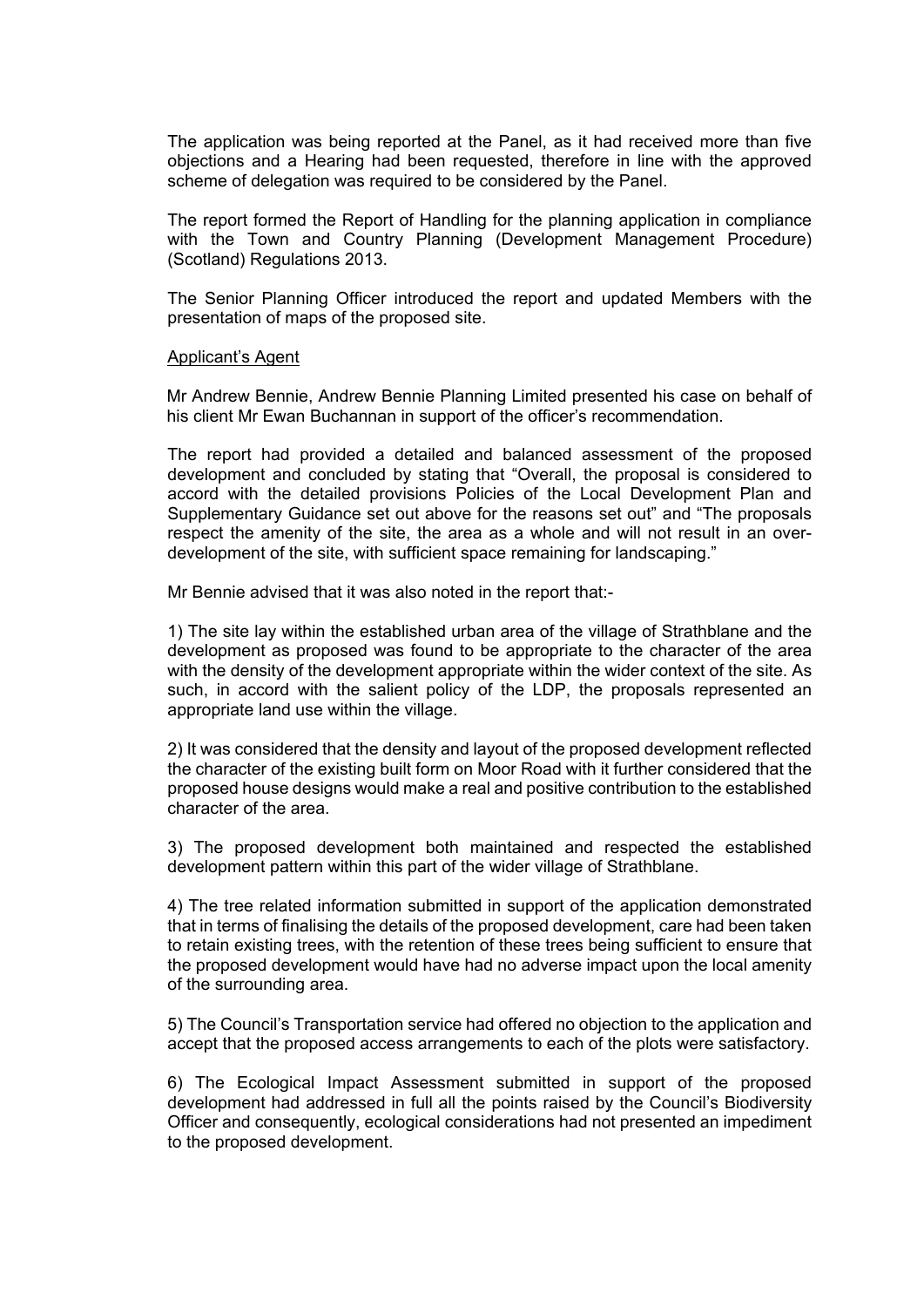The application was being reported at the Panel, as it had received more than five objections and a Hearing had been requested, therefore in line with the approved scheme of delegation was required to be considered by the Panel.

The report formed the Report of Handling for the planning application in compliance with the Town and Country Planning (Development Management Procedure) (Scotland) Regulations 2013.

The Senior Planning Officer introduced the report and updated Members with the presentation of maps of the proposed site.

<u>Applicant's Agent</u>

Mr Andrew Bennie, Andrew Bennie Planning Limited presented his case on behalf of his client Mr Ewan Buchannan in support of the officer's recommendation.

The report had provided a detailed and balanced assessment of the proposed development and concluded by stating that "Overall, the proposal is considered to accord with the detailed provisions Policies of the Local Development Plan and Supplementary Guidance set out above for the reasons set out" and "The proposals respect the amenity of the site, the area as a whole and will not result in an over-development of the site, with sufficient space remaining for landscaping."

Mr Bennie advised that it was also noted in the report that:-

1) The site lay within the established urban area of the village of Strathblane and the development as proposed was found to be appropriate to the character of the area with the density of the development appropriate within the wider context of the site. As such, in accord with the salient policy of the LDP, the proposals represented an appropriate land use within the village.

2) It was considered that the density and layout of the proposed development reflected the character of the existing built form on Moor Road with it further considered that the proposed house designs would make a real and positive contribution to the established character of the area.

3) The proposed development both maintained and respected the established development pattern within this part of the wider village of Strathblane.

4) The tree related information submitted in support of the application demonstrated that in terms of finalising the details of the proposed development, care had been taken to retain existing trees, with the retention of these trees being sufficient to ensure that the proposed development would have had no adverse impact upon the local amenity of the surrounding area.

5) The Council's Transportation service had offered no objection to the application and accept that the proposed access arrangements to each of the plots were satisfactory.

6) The Ecological Impact Assessment submitted in support of the proposed development had addressed in full all the points raised by the Council's Biodiversity Officer and consequently, ecological considerations had not presented an impediment to the proposed development.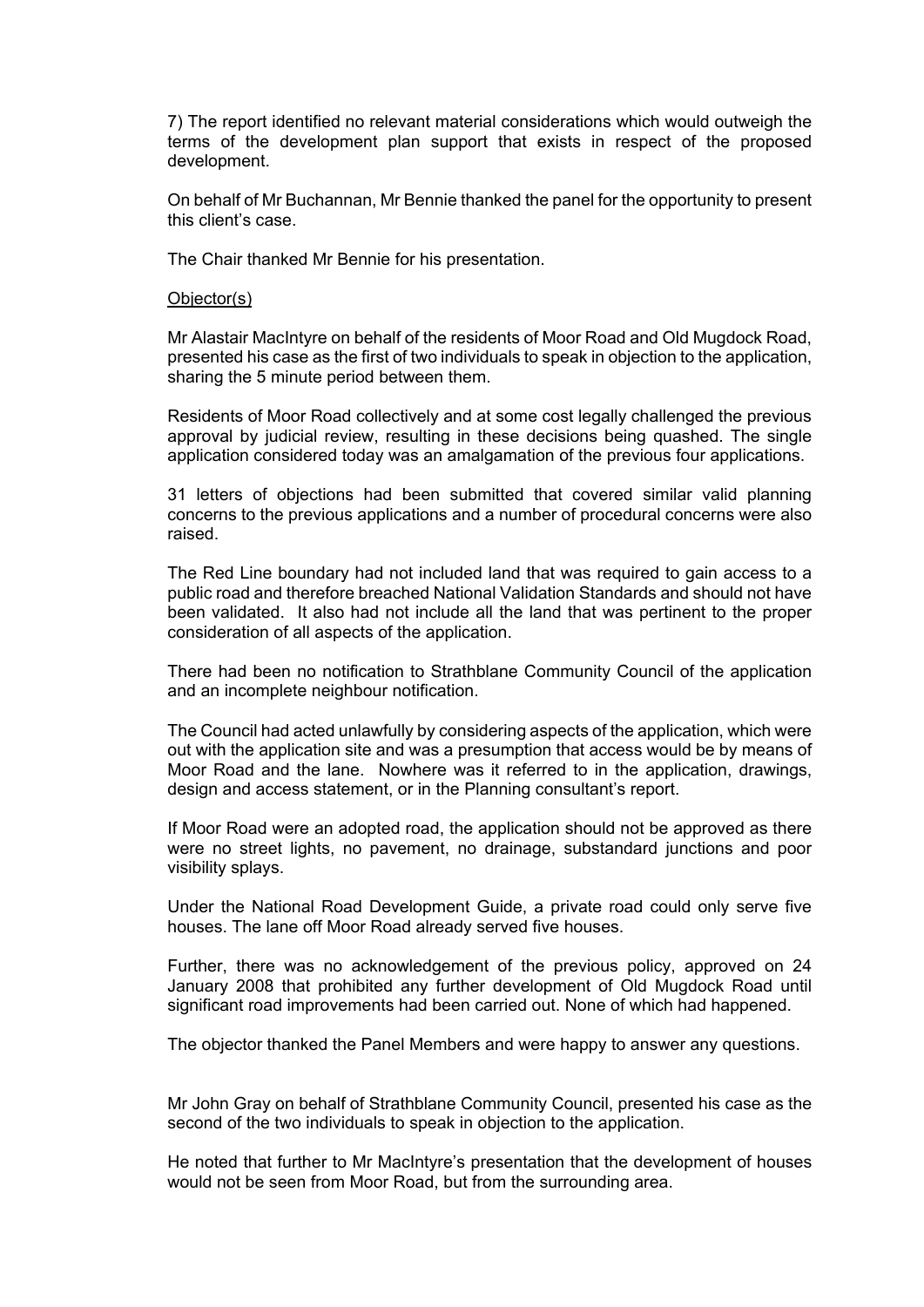7) The report identified no relevant material considerations which would outweigh the terms of the development plan support that exists in respect of the proposed development.

On behalf of Mr Buchannan, Mr Bennie thanked the panel for the opportunity to present this client's case.

The Chair thanked Mr Bennie for his presentation.

Objector(s)

Mr Alastair MacIntyre on behalf of the residents of Moor Road and Old Mugdock Road, presented his case as the first of two individuals to speak in objection to the application, sharing the 5 minute period between them.

Residents of Moor Road collectively and at some cost legally challenged the previous approval by judicial review, resulting in these decisions being quashed. The single application considered today was an amalgamation of the previous four applications.

31 letters of objections had been submitted that covered similar valid planning concerns to the previous applications and a number of procedural concerns were also raised.

The Red Line boundary had not included land that was required to gain access to a public road and therefore breached National Validation Standards and should not have been validated. It also had not include all the land that was pertinent to the proper consideration of all aspects of the application.

There had been no notification to Strathblane Community Council of the application and an incomplete neighbour notification.

The Council had acted unlawfully by considering aspects of the application, which were out with the application site and was a presumption that access would be by means of Moor Road and the lane. Nowhere was it referred to in the application, drawings, design and access statement, or in the Planning consultant's report.

If Moor Road were an adopted road, the application should not be approved as there were no street lights, no pavement, no drainage, substandard junctions and poor visibility splays.

Under the National Road Development Guide, a private road could only serve five houses. The lane off Moor Road already served five houses.

Further, there was no acknowledgement of the previous policy, approved on 24 January 2008 that prohibited any further development of Old Mugdock Road until significant road improvements had been carried out. None of which had happened.

The objector thanked the Panel Members and were happy to answer any questions.

Mr John Gray on behalf of Strathblane Community Council, presented his case as the second of the two individuals to speak in objection to the application.

He noted that further to Mr MacIntyre's presentation that the development of houses would not be seen from Moor Road, but from the surrounding area.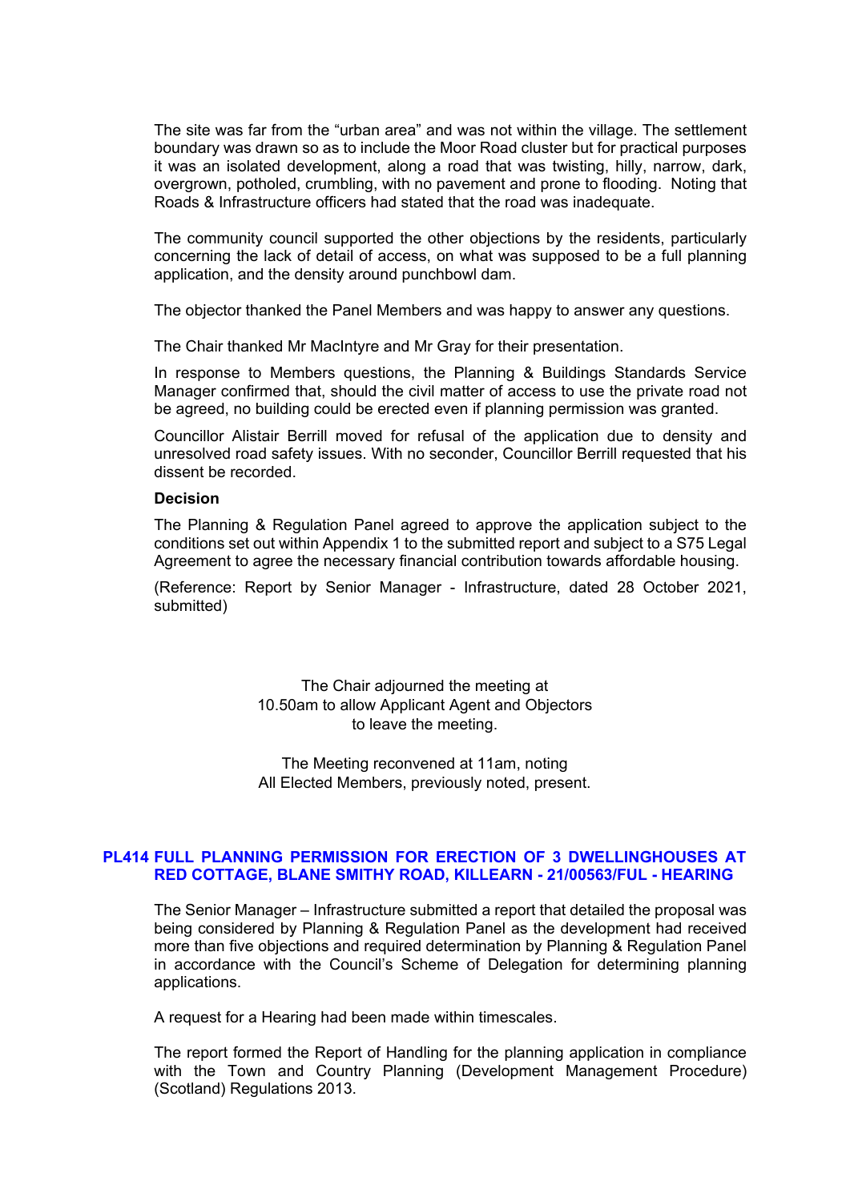The site was far from the "urban area" and was not within the village. The settlement boundary was drawn so as to include the Moor Road cluster but for practical purposes it was an isolated development, along a road that was twisting, hilly, narrow, dark, overgrown, potholed, crumbling, with no pavement and prone to flooding. Noting that Roads & Infrastructure officers had stated that the road was inadequate.

The community council supported the other objections by the residents, particularly concerning the lack of detail of access, on what was supposed to be a full planning application, and the density around punchbowl dam.

The objector thanked the Panel Members and was happy to answer any questions.

The Chair thanked Mr MacIntyre and Mr Gray for their presentation.

In response to Members questions, the Planning & Buildings Standards Service Manager confirmed that, should the civil matter of access to use the private road not be agreed, no building could be erected even if planning permission was granted.

Councillor Alistair Berrill moved for refusal of the application due to density and unresolved road safety issues. With no seconder, Councillor Berrill requested that his dissent be recorded.

**Decision**

The Planning & Regulation Panel agreed to approve the application subject to the conditions set out within Appendix 1 to the submitted report and subject to a S75 Legal Agreement to agree the necessary financial contribution towards affordable housing.

(Reference: Report by Senior Manager - Infrastructure, dated 28 October 2021, submitted)

The Chair adjourned the meeting at 10.50am to allow Applicant Agent and Objectors to leave the meeting.

The Meeting reconvened at 11am, noting All Elected Members, previously noted, present.

## PL414 FULL PLANNING PERMISSION FOR ERECTION OF 3 DWELLINGHOUSES AT RED COTTAGE, BLANE SMITHY ROAD, KILLEARN - 21/00563/FUL - HEARING

The Senior Manager – Infrastructure submitted a report that detailed the proposal was being considered by Planning & Regulation Panel as the development had received more than five objections and required determination by Planning & Regulation Panel in accordance with the Council's Scheme of Delegation for determining planning applications.

A request for a Hearing had been made within timescales.

The report formed the Report of Handling for the planning application in compliance with the Town and Country Planning (Development Management Procedure) (Scotland) Regulations 2013.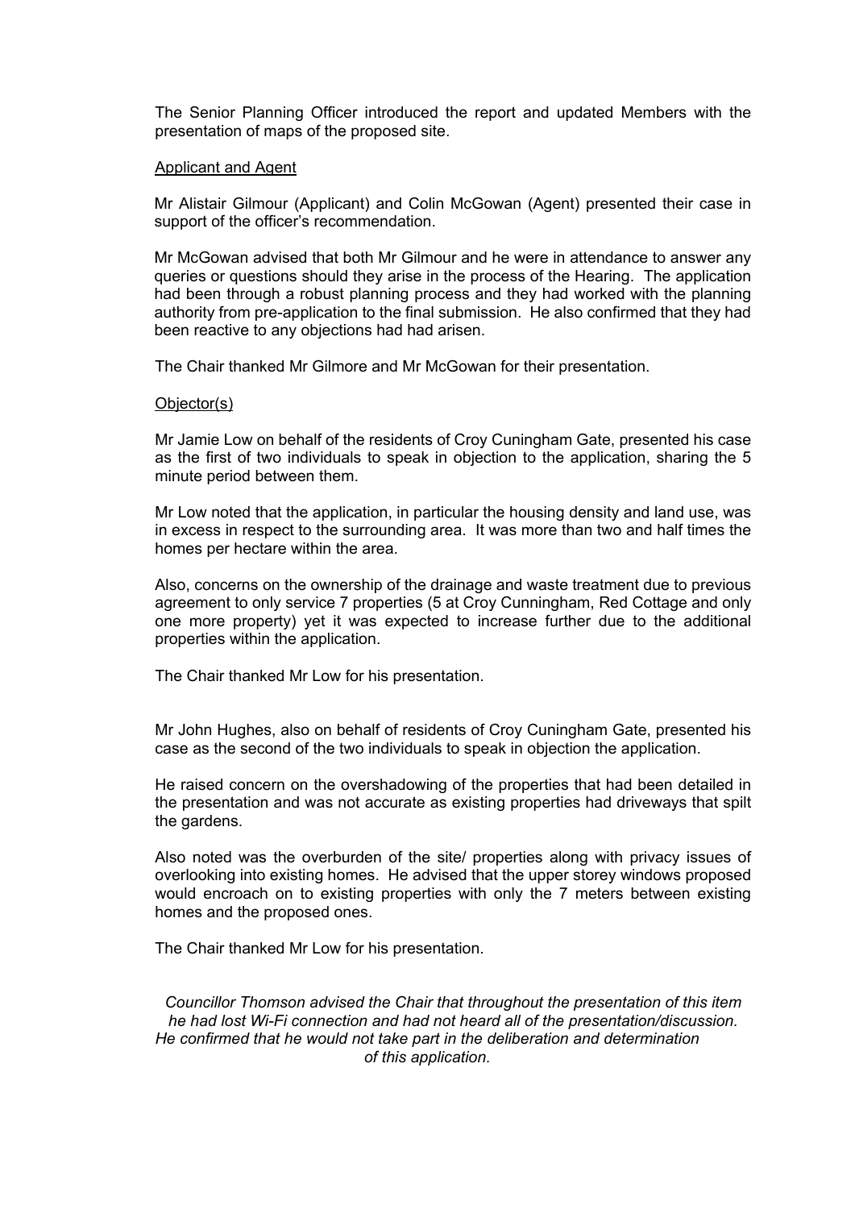The Senior Planning Officer introduced the report and updated Members with the presentation of maps of the proposed site.

Applicant and Agent

Mr Alistair Gilmour (Applicant) and Colin McGowan (Agent) presented their case in support of the officer's recommendation.

Mr McGowan advised that both Mr Gilmour and he were in attendance to answer any queries or questions should they arise in the process of the Hearing. The application had been through a robust planning process and they had worked with the planning authority from pre-application to the final submission. He also confirmed that they had been reactive to any objections had had arisen.

The Chair thanked Mr Gilmore and Mr McGowan for their presentation.

Objector(s)

Mr Jamie Low on behalf of the residents of Croy Cuningham Gate, presented his case as the first of two individuals to speak in objection to the application, sharing the 5 minute period between them.

Mr Low noted that the application, in particular the housing density and land use, was in excess in respect to the surrounding area. It was more than two and half times the homes per hectare within the area.

Also, concerns on the ownership of the drainage and waste treatment due to previous agreement to only service 7 properties (5 at Croy Cunningham, Red Cottage and only one more property) yet it was expected to increase further due to the additional properties within the application.

The Chair thanked Mr Low for his presentation.

Mr John Hughes, also on behalf of residents of Croy Cuningham Gate, presented his case as the second of the two individuals to speak in objection the application.

He raised concern on the overshadowing of the properties that had been detailed in the presentation and was not accurate as existing properties had driveways that spilt the gardens.

Also noted was the overburden of the site/ properties along with privacy issues of overlooking into existing homes. He advised that the upper storey windows proposed would encroach on to existing properties with only the 7 meters between existing homes and the proposed ones.

The Chair thanked Mr Low for his presentation.

*Councillor Thomson advised the Chair that throughout the presentation of this item he had lost Wi-Fi connection and had not heard all of the presentation/discussion. He confirmed that he would not take part in the deliberation and determination of this application.*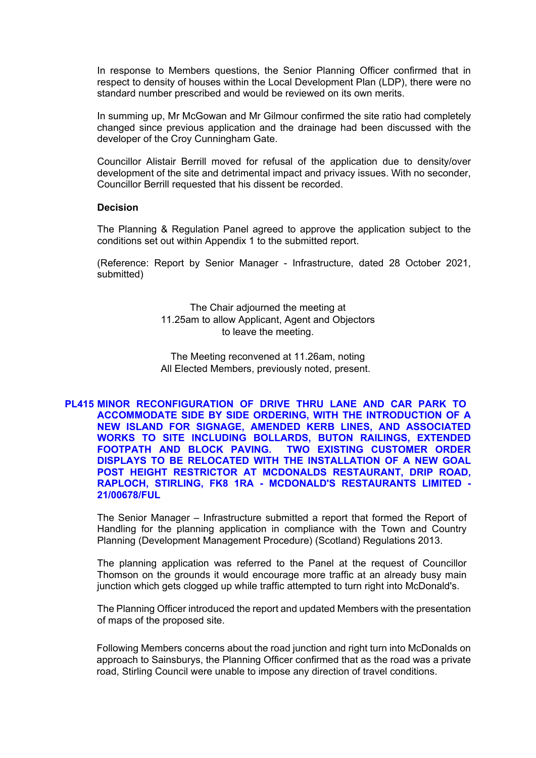In response to Members questions, the Senior Planning Officer confirmed that in respect to density of houses within the Local Development Plan (LDP), there were no standard number prescribed and would be reviewed on its own merits.

In summing up, Mr McGowan and Mr Gilmour confirmed the site ratio had completely changed since previous application and the drainage had been discussed with the developer of the Croy Cunningham Gate.

Councillor Alistair Berrill moved for refusal of the application due to density/over development of the site and detrimental impact and privacy issues. With no seconder, Councillor Berrill requested that his dissent be recorded.

**Decision**

The Planning & Regulation Panel agreed to approve the application subject to the conditions set out within Appendix 1 to the submitted report.

(Reference: Report by Senior Manager - Infrastructure, dated 28 October 2021, submitted)

The Chair adjourned the meeting at 11.25am to allow Applicant, Agent and Objectors to leave the meeting.

The Meeting reconvened at 11.26am, noting All Elected Members, previously noted, present.

## PL415 MINOR RECONFIGURATION OF DRIVE THRU LANE AND CAR PARK TO ACCOMMODATE SIDE BY SIDE ORDERING, WITH THE INTRODUCTION OF A NEW ISLAND FOR SIGNAGE, AMENDED KERB LINES, AND ASSOCIATED WORKS TO SITE INCLUDING BOLLARDS, BUTON RAILINGS, EXTENDED FOOTPATH AND BLOCK PAVING. TWO EXISTING CUSTOMER ORDER DISPLAYS TO BE RELOCATED WITH THE INSTALLATION OF A NEW GOAL POST HEIGHT RESTRICTOR AT MCDONALDS RESTAURANT, DRIP ROAD, RAPLOCH, STIRLING, FK8 1RA - MCDONALD'S RESTAURANTS LIMITED - 21/00678/FUL

The Senior Manager – Infrastructure submitted a report that formed the Report of Handling for the planning application in compliance with the Town and Country Planning (Development Management Procedure) (Scotland) Regulations 2013.

The planning application was referred to the Panel at the request of Councillor Thomson on the grounds it would encourage more traffic at an already busy main junction which gets clogged up while traffic attempted to turn right into McDonald's.

The Planning Officer introduced the report and updated Members with the presentation of maps of the proposed site.

Following Members concerns about the road junction and right turn into McDonalds on approach to Sainsburys, the Planning Officer confirmed that as the road was a private road, Stirling Council were unable to impose any direction of travel conditions.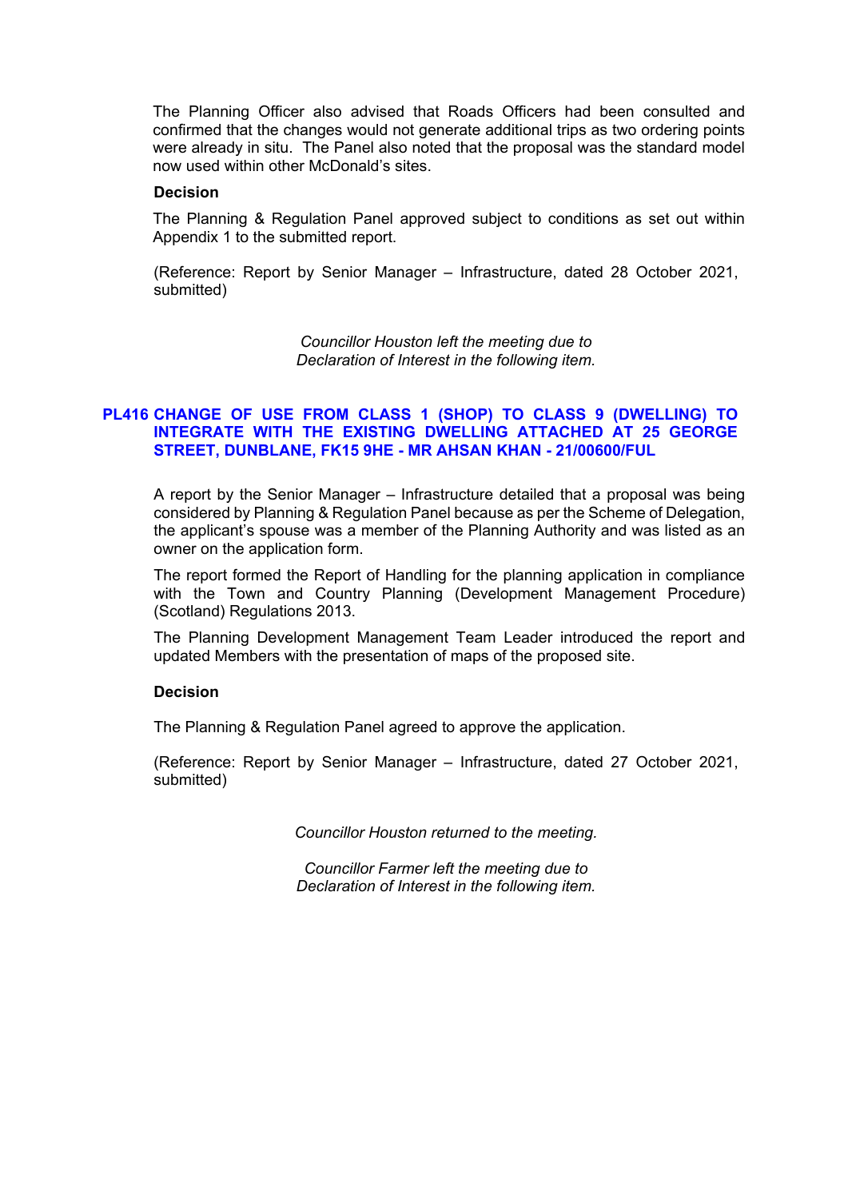The Planning Officer also advised that Roads Officers had been consulted and confirmed that the changes would not generate additional trips as two ordering points were already in situ. The Panel also noted that the proposal was the standard model now used within other McDonald's sites.

**Decision**

The Planning & Regulation Panel approved subject to conditions as set out within Appendix 1 to the submitted report.

(Reference: Report by Senior Manager – Infrastructure, dated 28 October 2021, submitted)

*Councillor Houston left the meeting due to Declaration of Interest in the following item.*

## PL416 CHANGE OF USE FROM CLASS 1 (SHOP) TO CLASS 9 (DWELLING) TO INTEGRATE WITH THE EXISTING DWELLING ATTACHED AT 25 GEORGE STREET, DUNBLANE, FK15 9HE - MR AHSAN KHAN - 21/00600/FUL

A report by the Senior Manager – Infrastructure detailed that a proposal was being considered by Planning & Regulation Panel because as per the Scheme of Delegation, the applicant's spouse was a member of the Planning Authority and was listed as an owner on the application form.

The report formed the Report of Handling for the planning application in compliance with the Town and Country Planning (Development Management Procedure) (Scotland) Regulations 2013.

The Planning Development Management Team Leader introduced the report and updated Members with the presentation of maps of the proposed site.

**Decision**

The Planning & Regulation Panel agreed to approve the application.

(Reference: Report by Senior Manager – Infrastructure, dated 27 October 2021, submitted)

*Councillor Houston returned to the meeting.*

*Councillor Farmer left the meeting due to Declaration of Interest in the following item.*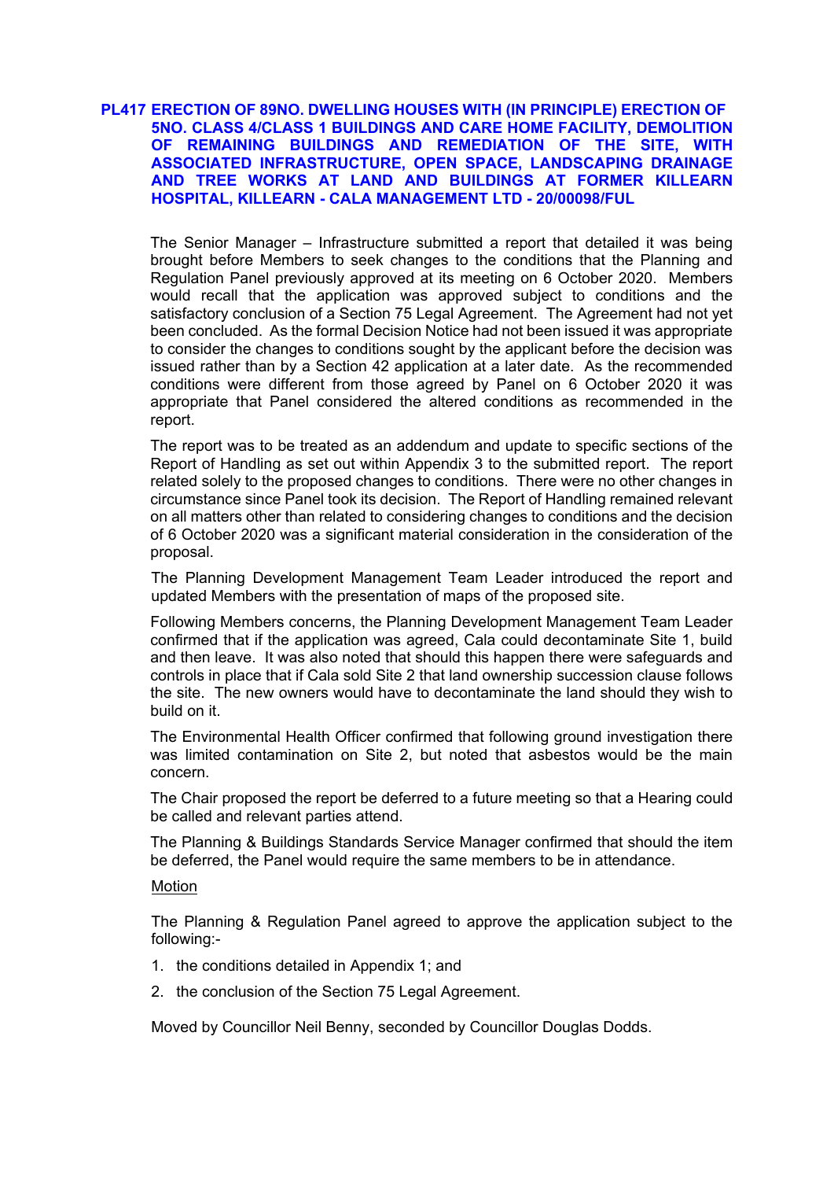## PL417 ERECTION OF 89NO. DWELLING HOUSES WITH (IN PRINCIPLE) ERECTION OF 5NO. CLASS 4/CLASS 1 BUILDINGS AND CARE HOME FACILITY, DEMOLITION OF REMAINING BUILDINGS AND REMEDIATION OF THE SITE, WITH ASSOCIATED INFRASTRUCTURE, OPEN SPACE, LANDSCAPING DRAINAGE AND TREE WORKS AT LAND AND BUILDINGS AT FORMER KILLEARN HOSPITAL, KILLEARN - CALA MANAGEMENT LTD - 20/00098/FUL

The Senior Manager – Infrastructure submitted a report that detailed it was being brought before Members to seek changes to the conditions that the Planning and Regulation Panel previously approved at its meeting on 6 October 2020. Members would recall that the application was approved subject to conditions and the satisfactory conclusion of a Section 75 Legal Agreement. The Agreement had not yet been concluded. As the formal Decision Notice had not been issued it was appropriate to consider the changes to conditions sought by the applicant before the decision was issued rather than by a Section 42 application at a later date. As the recommended conditions were different from those agreed by Panel on 6 October 2020 it was appropriate that Panel considered the altered conditions as recommended in the report.

The report was to be treated as an addendum and update to specific sections of the Report of Handling as set out within Appendix 3 to the submitted report. The report related solely to the proposed changes to conditions. There were no other changes in circumstance since Panel took its decision. The Report of Handling remained relevant on all matters other than related to considering changes to conditions and the decision of 6 October 2020 was a significant material consideration in the consideration of the proposal.

The Planning Development Management Team Leader introduced the report and updated Members with the presentation of maps of the proposed site.

Following Members concerns, the Planning Development Management Team Leader confirmed that if the application was agreed, Cala could decontaminate Site 1, build and then leave. It was also noted that should this happen there were safeguards and controls in place that if Cala sold Site 2 that land ownership succession clause follows the site. The new owners would have to decontaminate the land should they wish to build on it.

The Environmental Health Officer confirmed that following ground investigation there was limited contamination on Site 2, but noted that asbestos would be the main concern.

The Chair proposed the report be deferred to a future meeting so that a Hearing could be called and relevant parties attend.

The Planning & Buildings Standards Service Manager confirmed that should the item be deferred, the Panel would require the same members to be in attendance.

Motion

The Planning & Regulation Panel agreed to approve the application subject to the following:-

1. the conditions detailed in Appendix 1; and
2. the conclusion of the Section 75 Legal Agreement.

Moved by Councillor Neil Benny, seconded by Councillor Douglas Dodds.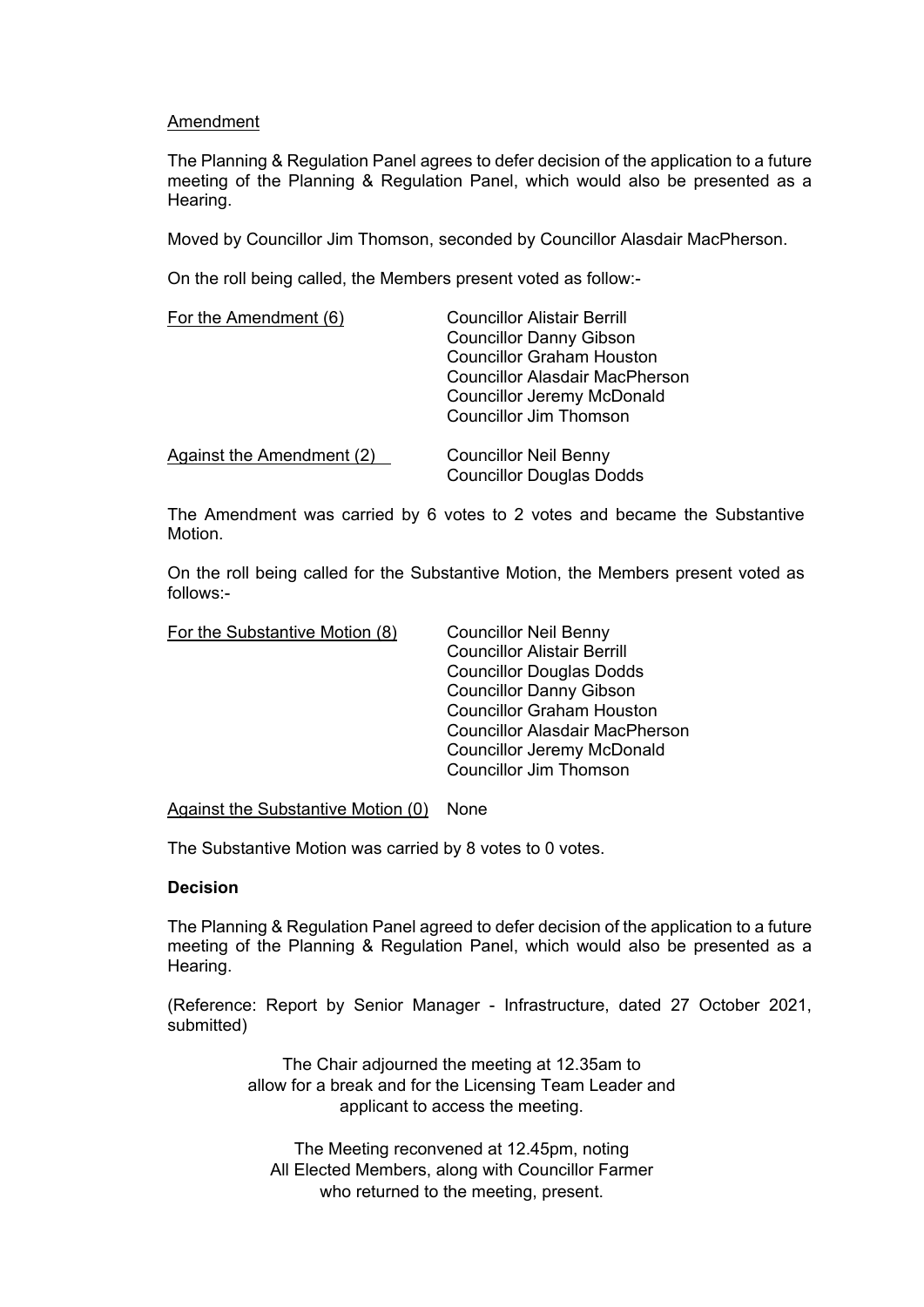Amendment

The Planning & Regulation Panel agrees to defer decision of the application to a future meeting of the Planning & Regulation Panel, which would also be presented as a Hearing.

Moved by Councillor Jim Thomson, seconded by Councillor Alasdair MacPherson.

On the roll being called, the Members present voted as follow:-

| For the Amendment (6) | Councillor Alistair Berrill<br>Councillor Danny Gibson<br>Councillor Graham Houston<br>Councillor Alasdair MacPherson<br>Councillor Jeremy McDonald<br>Councillor Jim Thomson |
|---|---|
| Against the Amendment (2) | Councillor Neil Benny<br>Councillor Douglas Dodds |

The Amendment was carried by 6 votes to 2 votes and became the Substantive Motion.

On the roll being called for the Substantive Motion, the Members present voted as follows:-

| For the Substantive Motion (8) | Councillor Neil Benny<br>Councillor Alistair Berrill<br>Councillor Douglas Dodds<br>Councillor Danny Gibson<br>Councillor Graham Houston<br>Councillor Alasdair MacPherson<br>Councillor Jeremy McDonald<br>Councillor Jim Thomson |
|---|---|
| Against the Substantive Motion (0) | None |

The Substantive Motion was carried by 8 votes to 0 votes.

**Decision**

The Planning & Regulation Panel agreed to defer decision of the application to a future meeting of the Planning & Regulation Panel, which would also be presented as a Hearing.

(Reference: Report by Senior Manager - Infrastructure, dated 27 October 2021, submitted)

The Chair adjourned the meeting at 12.35am to allow for a break and for the Licensing Team Leader and applicant to access the meeting.

The Meeting reconvened at 12.45pm, noting All Elected Members, along with Councillor Farmer who returned to the meeting, present.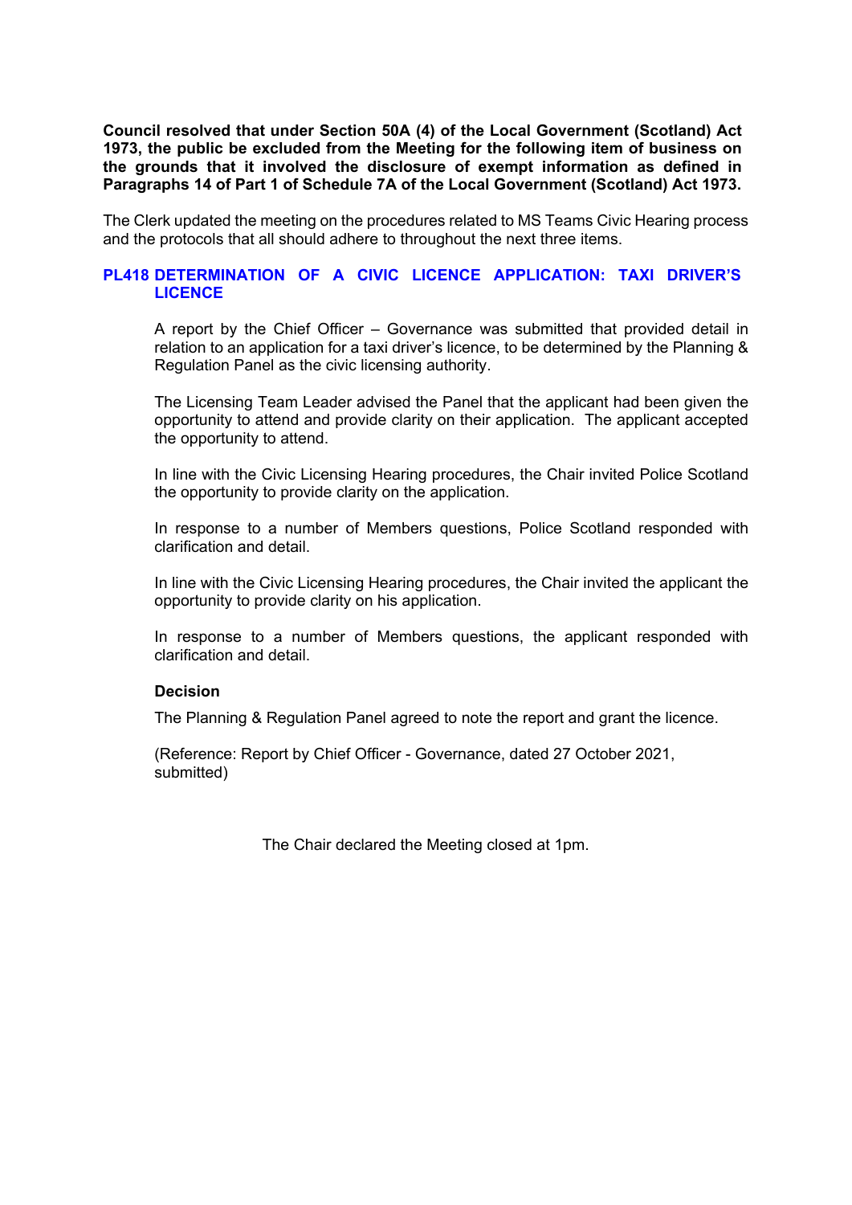**Council resolved that under Section 50A (4) of the Local Government (Scotland) Act 1973, the public be excluded from the Meeting for the following item of business on the grounds that it involved the disclosure of exempt information as defined in Paragraphs 14 of Part 1 of Schedule 7A of the Local Government (Scotland) Act 1973.**

The Clerk updated the meeting on the procedures related to MS Teams Civic Hearing process and the protocols that all should adhere to throughout the next three items.

## PL418 DETERMINATION OF A CIVIC LICENCE APPLICATION: TAXI DRIVER'S LICENCE

A report by the Chief Officer – Governance was submitted that provided detail in relation to an application for a taxi driver's licence, to be determined by the Planning & Regulation Panel as the civic licensing authority.

The Licensing Team Leader advised the Panel that the applicant had been given the opportunity to attend and provide clarity on their application. The applicant accepted the opportunity to attend.

In line with the Civic Licensing Hearing procedures, the Chair invited Police Scotland the opportunity to provide clarity on the application.

In response to a number of Members questions, Police Scotland responded with clarification and detail.

In line with the Civic Licensing Hearing procedures, the Chair invited the applicant the opportunity to provide clarity on his application.

In response to a number of Members questions, the applicant responded with clarification and detail.

**Decision**

The Planning & Regulation Panel agreed to note the report and grant the licence.

(Reference: Report by Chief Officer - Governance, dated 27 October 2021, submitted)

The Chair declared the Meeting closed at 1pm.